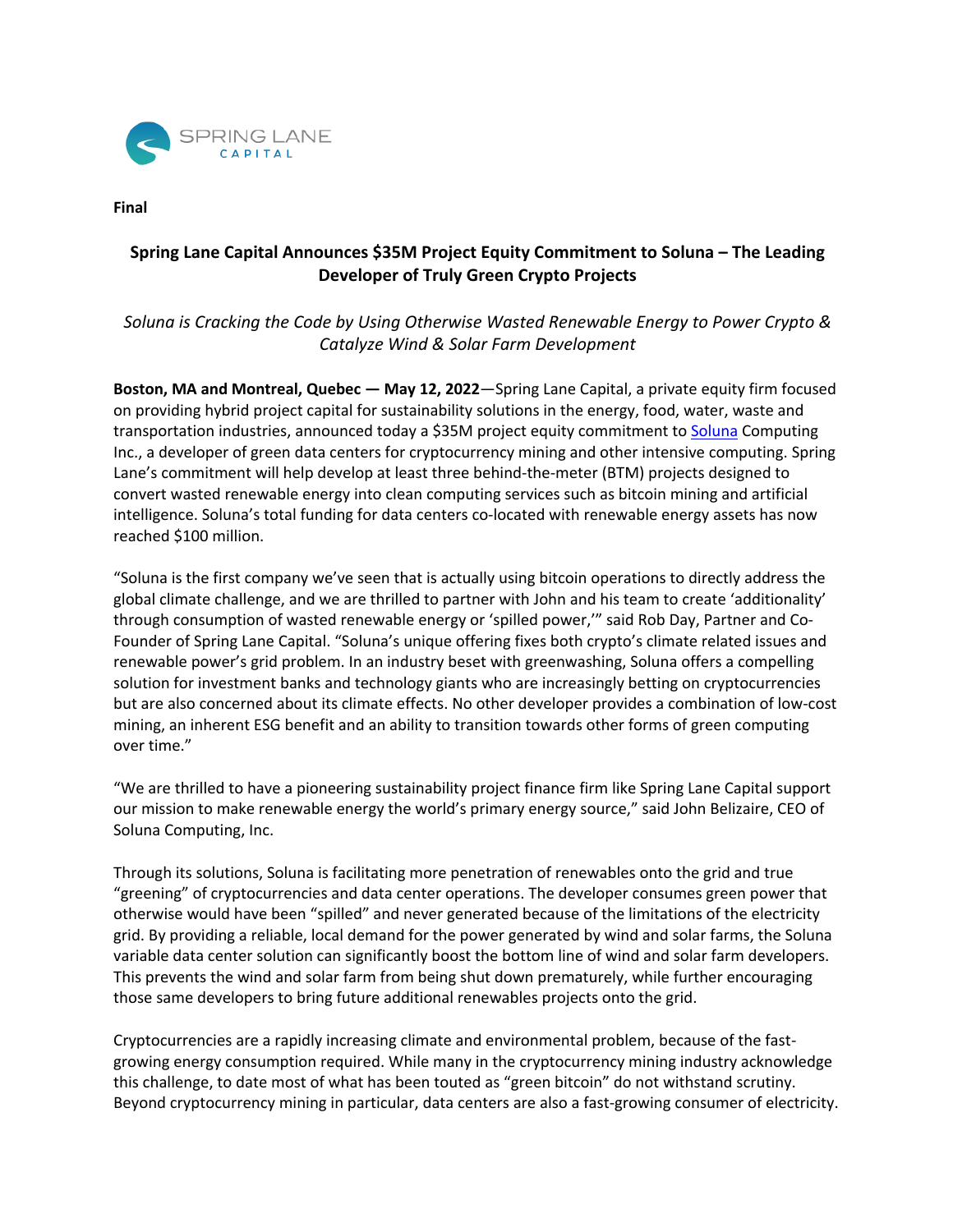**Final**

## Spring Lane Capital Announces $35M Project Equity Commitment to Soluna – The Leading Developer of Truly Green Crypto Projects

*Soluna is Cracking the Code by Using Otherwise Wasted Renewable Energy to Power Crypto & Catalyze Wind & Solar Farm Development*

**Boston, MA and Montreal, Quebec — May 12, 2022**—Spring Lane Capital, a private equity firm focused on providing hybrid project capital for sustainability solutions in the energy, food, water, waste and transportation industries, announced today a $35M project equity commitment to Soluna Computing Inc., a developer of green data centers for cryptocurrency mining and other intensive computing. Spring Lane's commitment will help develop at least three behind-the-meter (BTM) projects designed to convert wasted renewable energy into clean computing services such as bitcoin mining and artificial intelligence. Soluna's total funding for data centers co-located with renewable energy assets has now reached $100 million.

"Soluna is the first company we've seen that is actually using bitcoin operations to directly address the global climate challenge, and we are thrilled to partner with John and his team to create 'additionality' through consumption of wasted renewable energy or 'spilled power,'" said Rob Day, Partner and Co-Founder of Spring Lane Capital. "Soluna's unique offering fixes both crypto's climate related issues and renewable power's grid problem. In an industry beset with greenwashing, Soluna offers a compelling solution for investment banks and technology giants who are increasingly betting on cryptocurrencies but are also concerned about its climate effects. No other developer provides a combination of low-cost mining, an inherent ESG benefit and an ability to transition towards other forms of green computing over time."

"We are thrilled to have a pioneering sustainability project finance firm like Spring Lane Capital support our mission to make renewable energy the world's primary energy source," said John Belizaire, CEO of Soluna Computing, Inc.

Through its solutions, Soluna is facilitating more penetration of renewables onto the grid and true "greening" of cryptocurrencies and data center operations. The developer consumes green power that otherwise would have been "spilled" and never generated because of the limitations of the electricity grid. By providing a reliable, local demand for the power generated by wind and solar farms, the Soluna variable data center solution can significantly boost the bottom line of wind and solar farm developers. This prevents the wind and solar farm from being shut down prematurely, while further encouraging those same developers to bring future additional renewables projects onto the grid.

Cryptocurrencies are a rapidly increasing climate and environmental problem, because of the fast-growing energy consumption required. While many in the cryptocurrency mining industry acknowledge this challenge, to date most of what has been touted as "green bitcoin" do not withstand scrutiny. Beyond cryptocurrency mining in particular, data centers are also a fast-growing consumer of electricity.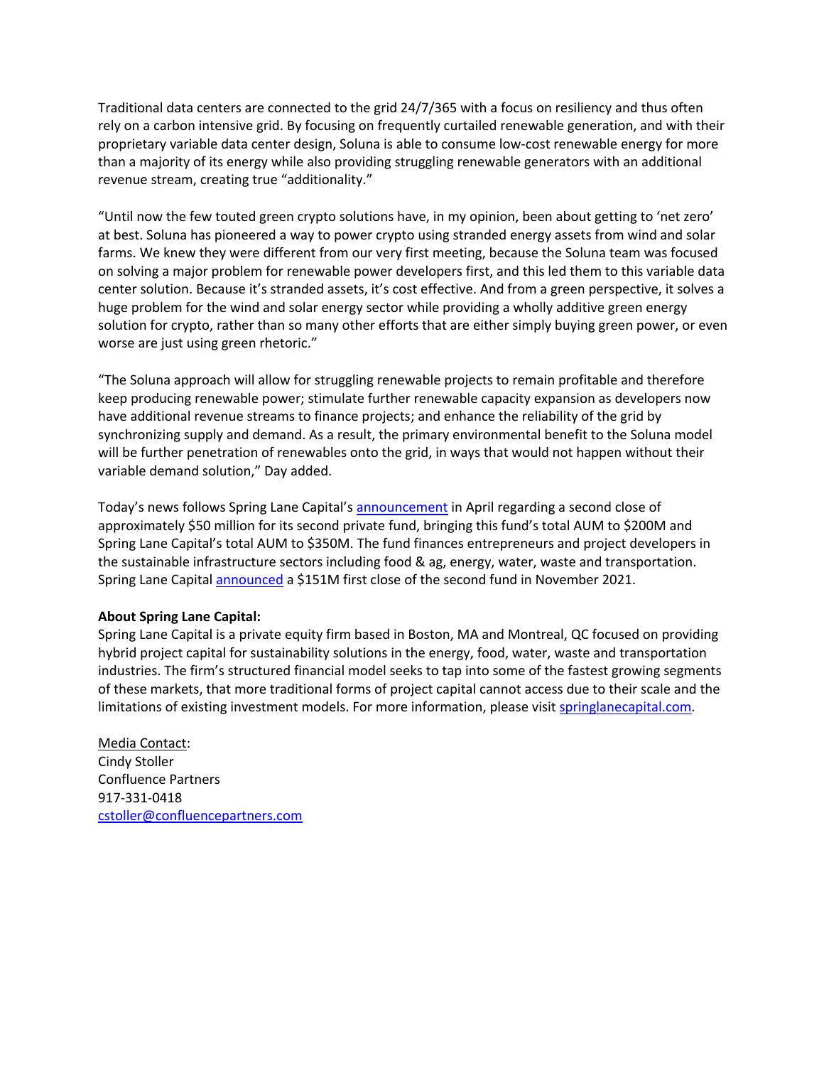Traditional data centers are connected to the grid 24/7/365 with a focus on resiliency and thus often rely on a carbon intensive grid. By focusing on frequently curtailed renewable generation, and with their proprietary variable data center design, Soluna is able to consume low-cost renewable energy for more than a majority of its energy while also providing struggling renewable generators with an additional revenue stream, creating true "additionality."

"Until now the few touted green crypto solutions have, in my opinion, been about getting to 'net zero' at best. Soluna has pioneered a way to power crypto using stranded energy assets from wind and solar farms. We knew they were different from our very first meeting, because the Soluna team was focused on solving a major problem for renewable power developers first, and this led them to this variable data center solution. Because it's stranded assets, it's cost effective. And from a green perspective, it solves a huge problem for the wind and solar energy sector while providing a wholly additive green energy solution for crypto, rather than so many other efforts that are either simply buying green power, or even worse are just using green rhetoric."

"The Soluna approach will allow for struggling renewable projects to remain profitable and therefore keep producing renewable power; stimulate further renewable capacity expansion as developers now have additional revenue streams to finance projects; and enhance the reliability of the grid by synchronizing supply and demand. As a result, the primary environmental benefit to the Soluna model will be further penetration of renewables onto the grid, in ways that would not happen without their variable demand solution," Day added.

Today's news follows Spring Lane Capital's announcement in April regarding a second close of approximately $50 million for its second private fund, bringing this fund's total AUM to $200M and Spring Lane Capital's total AUM to $350M. The fund finances entrepreneurs and project developers in the sustainable infrastructure sectors including food & ag, energy, water, waste and transportation. Spring Lane Capital announced a $151M first close of the second fund in November 2021.

**About Spring Lane Capital:**
Spring Lane Capital is a private equity firm based in Boston, MA and Montreal, QC focused on providing hybrid project capital for sustainability solutions in the energy, food, water, waste and transportation industries. The firm's structured financial model seeks to tap into some of the fastest growing segments of these markets, that more traditional forms of project capital cannot access due to their scale and the limitations of existing investment models. For more information, please visit springlanecapital.com.

Media Contact:
Cindy Stoller
Confluence Partners
917-331-0418
cstoller@confluencepartners.com